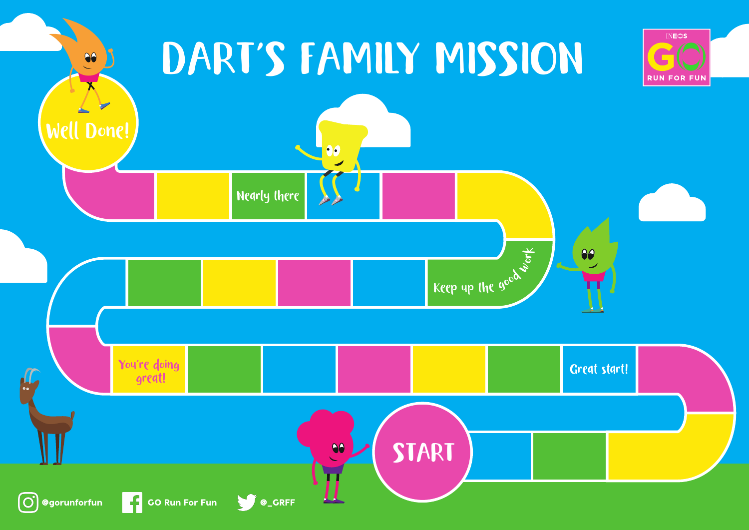# DART'S FAMILY MISSION

INEOS GO RUN FOR FUN

START

Great start!

You're doing great!

Keep up the good work

Nearly there

Well Done!

@gorunforfun GO Run For Fun @_GRFF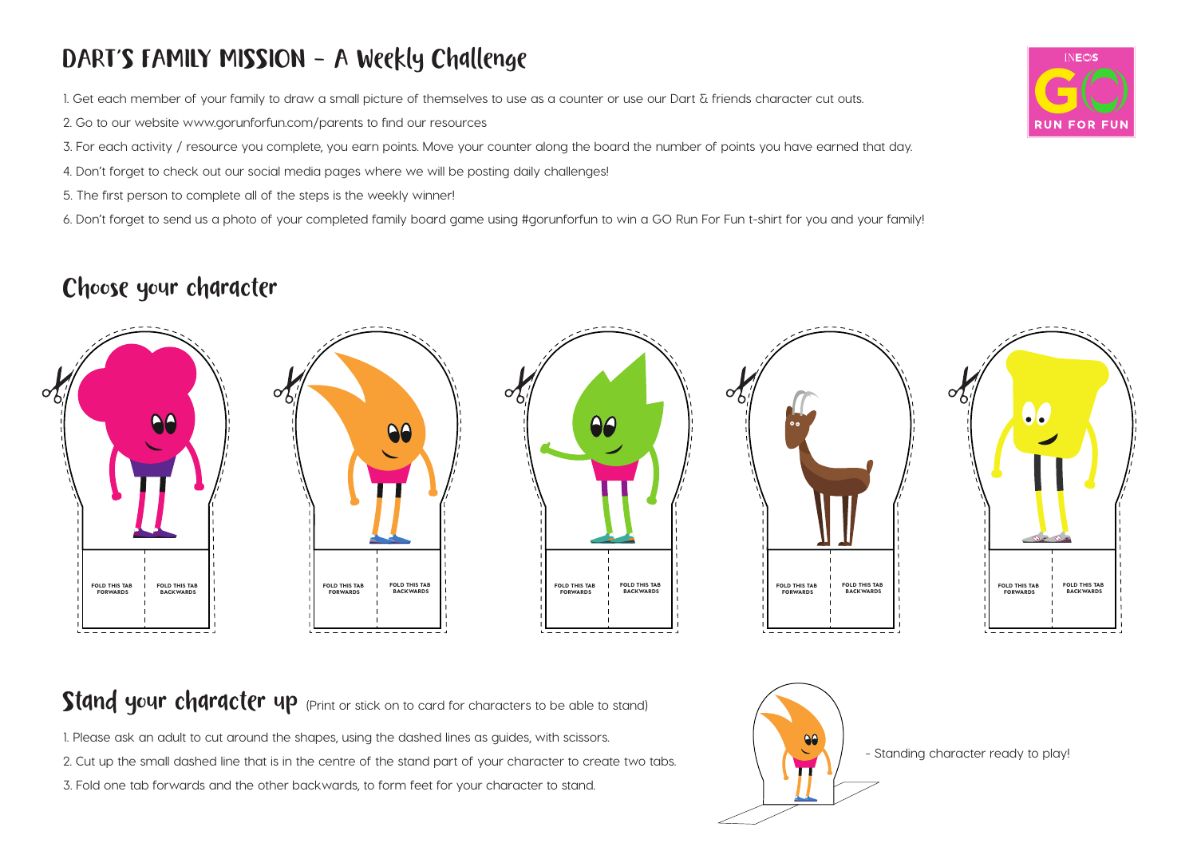# DART'S FAMILY MISSION - A Weekly Challenge

1. Get each member of your family to draw a small picture of themselves to use as a counter or use our Dart & friends character cut outs.
2. Go to our website www.gorunforfun.com/parents to find our resources
3. For each activity / resource you complete, you earn points. Move your counter along the board the number of points you have earned that day.
4. Don't forget to check out our social media pages where we will be posting daily challenges!
5. The first person to complete all of the steps is the weekly winner!
6. Don't forget to send us a photo of your completed family board game using #gorunforfun to win a GO Run For Fun t-shirt for you and your family!

INEOS GO RUN FOR FUN

## Choose your character

FOLD THIS TAB FORWARDS | FOLD THIS TAB BACKWARDS

FOLD THIS TAB FORWARDS | FOLD THIS TAB BACKWARDS

FOLD THIS TAB FORWARDS | FOLD THIS TAB BACKWARDS

FOLD THIS TAB FORWARDS | FOLD THIS TAB BACKWARDS

FOLD THIS TAB FORWARDS | FOLD THIS TAB BACKWARDS

## Stand your character up (Print or stick on to card for characters to be able to stand)

1. Please ask an adult to cut around the shapes, using the dashed lines as guides, with scissors.
2. Cut up the small dashed line that is in the centre of the stand part of your character to create two tabs.
3. Fold one tab forwards and the other backwards, to form feet for your character to stand.

- Standing character ready to play!